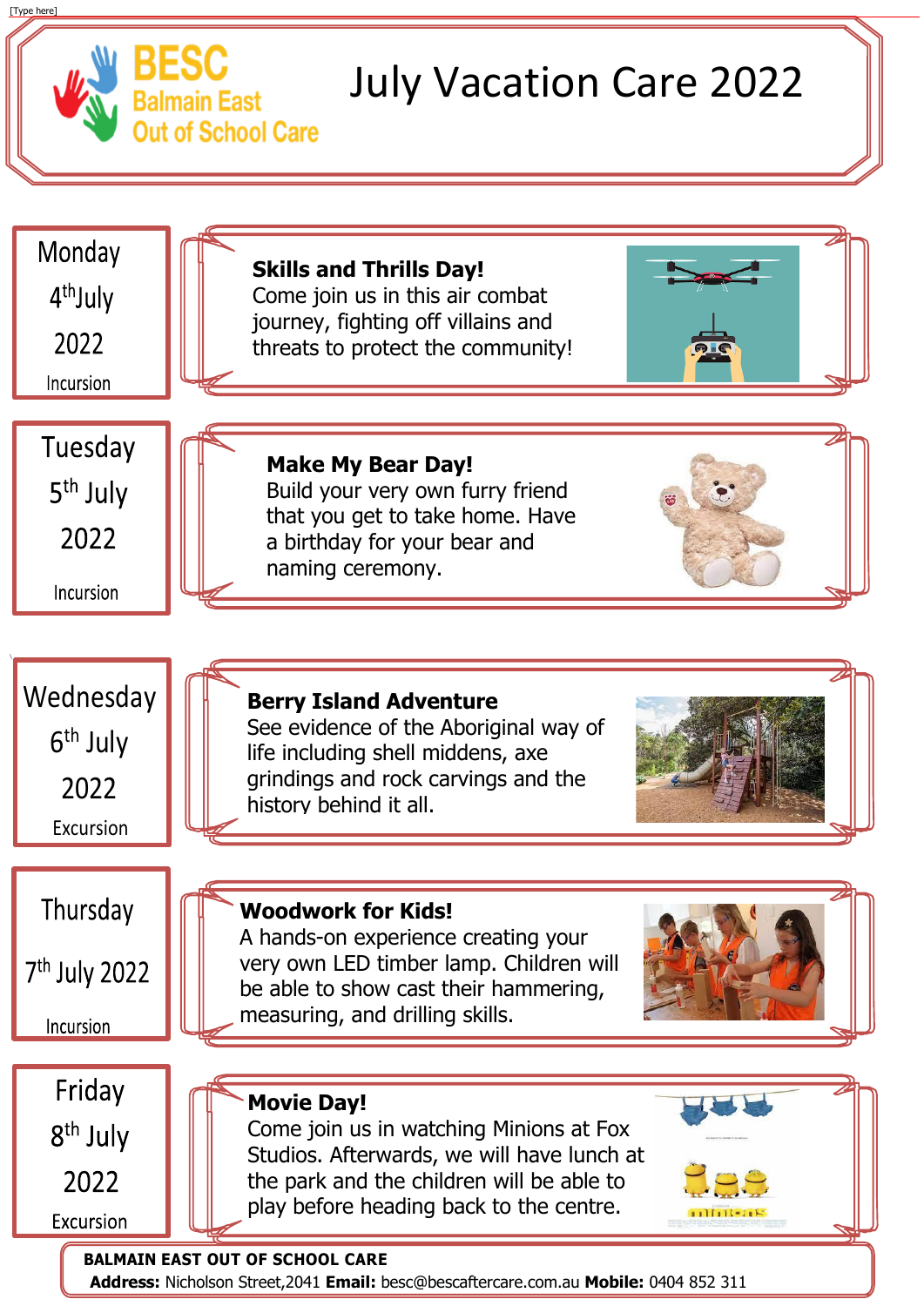# BESC Balmain East Out of School Care

# July Vacation Care 2022

## Monday 4th July 2022 — Incursion

**Skills and Thrills Day!**
Come join us in this air combat journey, fighting off villains and threats to protect the community!

## Tuesday 5th July 2022 — Incursion

**Make My Bear Day!**
Build your very own furry friend that you get to take home. Have a birthday for your bear and naming ceremony.

## Wednesday 6th July 2022 — Excursion

**Berry Island Adventure**
See evidence of the Aboriginal way of life including shell middens, axe grindings and rock carvings and the history behind it all.

## Thursday 7th July 2022 — Incursion

**Woodwork for Kids!**
A hands-on experience creating your very own LED timber lamp. Children will be able to show cast their hammering, measuring, and drilling skills.

## Friday 8th July 2022 — Excursion

**Movie Day!**
Come join us in watching Minions at Fox Studios. Afterwards, we will have lunch at the park and the children will be able to play before heading back to the centre.

**BALMAIN EAST OUT OF SCHOOL CARE**
**Address:** Nicholson Street,2041 **Email:** besc@bescaftercare.com.au **Mobile:** 0404 852 311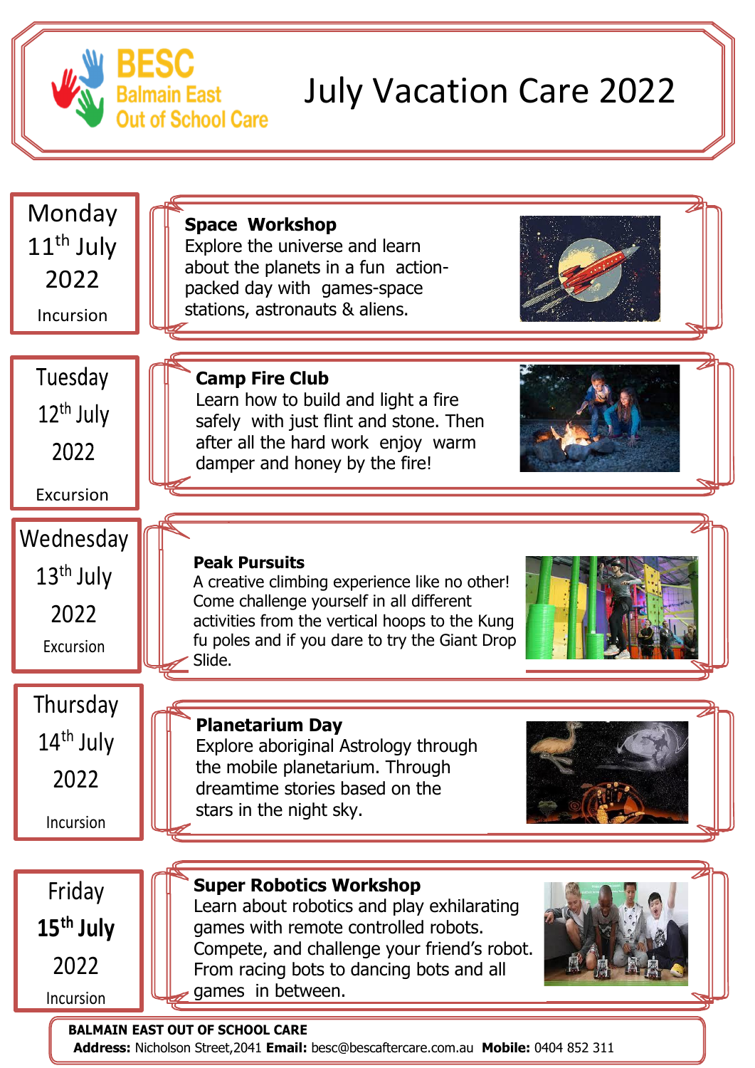# BESC Balmain East Out of School Care

# July Vacation Care 2022

**Monday 11th July 2022**
Incursion

**Space Workshop**
Explore the universe and learn about the planets in a fun action-packed day with games-space stations, astronauts & aliens.

**Tuesday 12th July 2022**
Excursion

**Camp Fire Club**
Learn how to build and light a fire safely with just flint and stone. Then after all the hard work enjoy warm damper and honey by the fire!

**Wednesday 13th July 2022**
Excursion

**Peak Pursuits**
A creative climbing experience like no other! Come challenge yourself in all different activities from the vertical hoops to the Kung fu poles and if you dare to try the Giant Drop Slide.

**Thursday 14th July 2022**
Incursion

**Planetarium Day**
Explore aboriginal Astrology through the mobile planetarium. Through dreamtime stories based on the stars in the night sky.

**Friday 15th July 2022**
Incursion

**Super Robotics Workshop**
Learn about robotics and play exhilarating games with remote controlled robots. Compete, and challenge your friend's robot. From racing bots to dancing bots and all games in between.

**BALMAIN EAST OUT OF SCHOOL CARE**
**Address:** Nicholson Street,2041 **Email:** besc@bescaftercare.com.au **Mobile:** 0404 852 311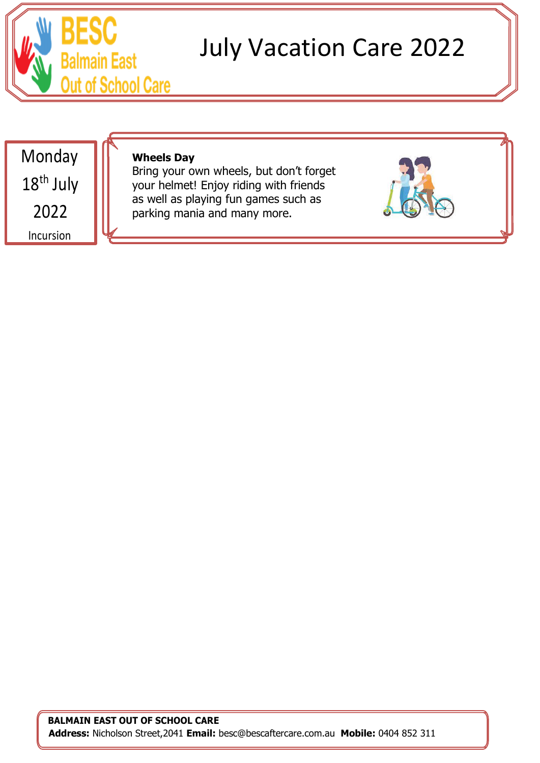BESC
Balmain East
Out of School Care

# July Vacation Care 2022

| Monday 18th July 2022 Incursion | **Wheels Day** Bring your own wheels, but don't forget your helmet! Enjoy riding with friends as well as playing fun games such as parking mania and many more. |
| --- | --- |

**BALMAIN EAST OUT OF SCHOOL CARE**
**Address:** Nicholson Street,2041 **Email:** besc@bescaftercare.com.au **Mobile:** 0404 852 311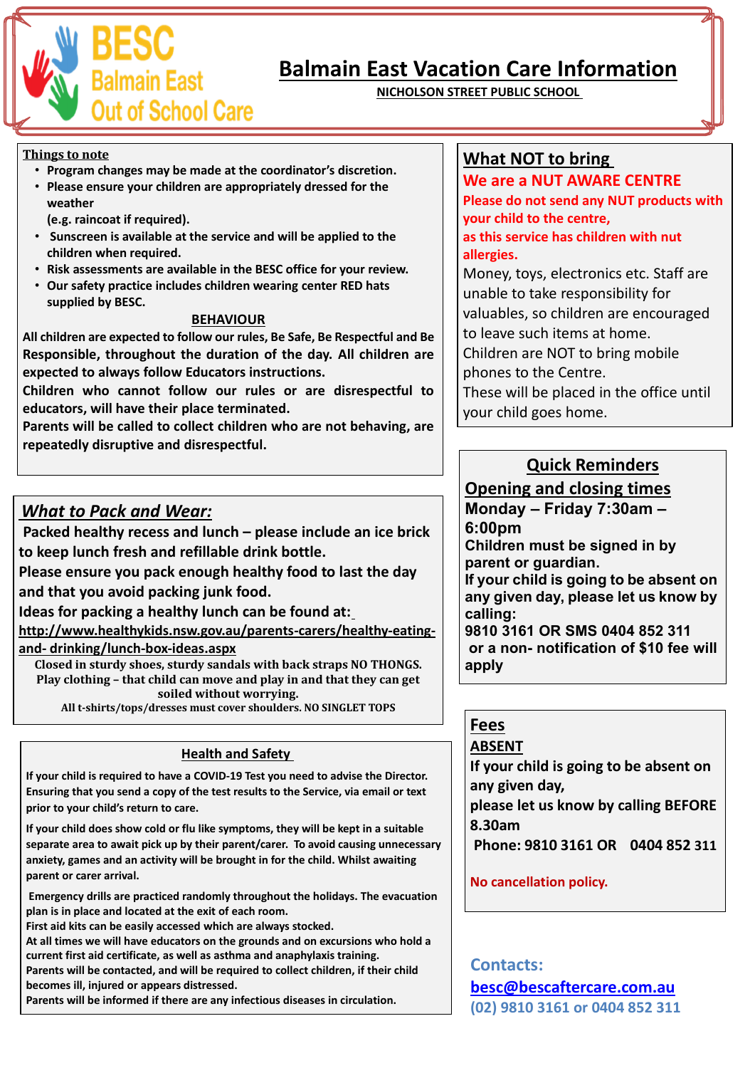BESC Balmain East Out of School Care

# Balmain East Vacation Care Information

**NICHOLSON STREET PUBLIC SCHOOL**

## Things to note

- **Program changes may be made at the coordinator's discretion.**
- **Please ensure your children are appropriately dressed for the weather (e.g. raincoat if required).**
- **Sunscreen is available at the service and will be applied to the children when required.**
- **Risk assessments are available in the BESC office for your review.**
- **Our safety practice includes children wearing center RED hats supplied by BESC.**

### BEHAVIOUR

**All children are expected to follow our rules, Be Safe, Be Respectful and Be Responsible, throughout the duration of the day. All children are expected to always follow Educators instructions.**

**Children who cannot follow our rules or are disrespectful to educators, will have their place terminated.**

**Parents will be called to collect children who are not behaving, are repeatedly disruptive and disrespectful.**

## *What to Pack and Wear:*

**Packed healthy recess and lunch – please include an ice brick to keep lunch fresh and refillable drink bottle.**

**Please ensure you pack enough healthy food to last the day and that you avoid packing junk food.**

**Ideas for packing a healthy lunch can be found at:**
**http://www.healthykids.nsw.gov.au/parents-carers/healthy-eating-and- drinking/lunch-box-ideas.aspx**

**Closed in sturdy shoes, sturdy sandals with back straps NO THONGS.**
**Play clothing – that child can move and play in and that they can get soiled without worrying.**
**All t-shirts/tops/dresses must cover shoulders. NO SINGLET TOPS**

## Health and Safety

**If your child is required to have a COVID-19 Test you need to advise the Director. Ensuring that you send a copy of the test results to the Service, via email or text prior to your child's return to care.**

**If your child does show cold or flu like symptoms, they will be kept in a suitable separate area to await pick up by their parent/carer. To avoid causing unnecessary anxiety, games and an activity will be brought in for the child. Whilst awaiting parent or carer arrival.**

**Emergency drills are practiced randomly throughout the holidays. The evacuation plan is in place and located at the exit of each room.**
**First aid kits can be easily accessed which are always stocked.**
**At all times we will have educators on the grounds and on excursions who hold a current first aid certificate, as well as asthma and anaphylaxis training.**
**Parents will be contacted, and will be required to collect children, if their child becomes ill, injured or appears distressed.**
**Parents will be informed if there are any infectious diseases in circulation.**

## What NOT to bring

**We are a NUT AWARE CENTRE**

**Please do not send any NUT products with your child to the centre, as this service has children with nut allergies.**

Money, toys, electronics etc. Staff are unable to take responsibility for valuables, so children are encouraged to leave such items at home.
Children are NOT to bring mobile phones to the Centre.
These will be placed in the office until your child goes home.

## Quick Reminders

### Opening and closing times

**Monday – Friday 7:30am – 6:00pm**
**Children must be signed in by parent or guardian.**
**If your child is going to be absent on any given day, please let us know by calling:**
**9810 3161 OR SMS 0404 852 311 or a non- notification of $10 fee will apply**

## Fees

### ABSENT

**If your child is going to be absent on any given day, please let us know by calling BEFORE 8.30am**
**Phone: 9810 3161 OR 0404 852 311**

**No cancellation policy.**

**Contacts:**
**besc@bescaftercare.com.au**
**(02) 9810 3161 or 0404 852 311**